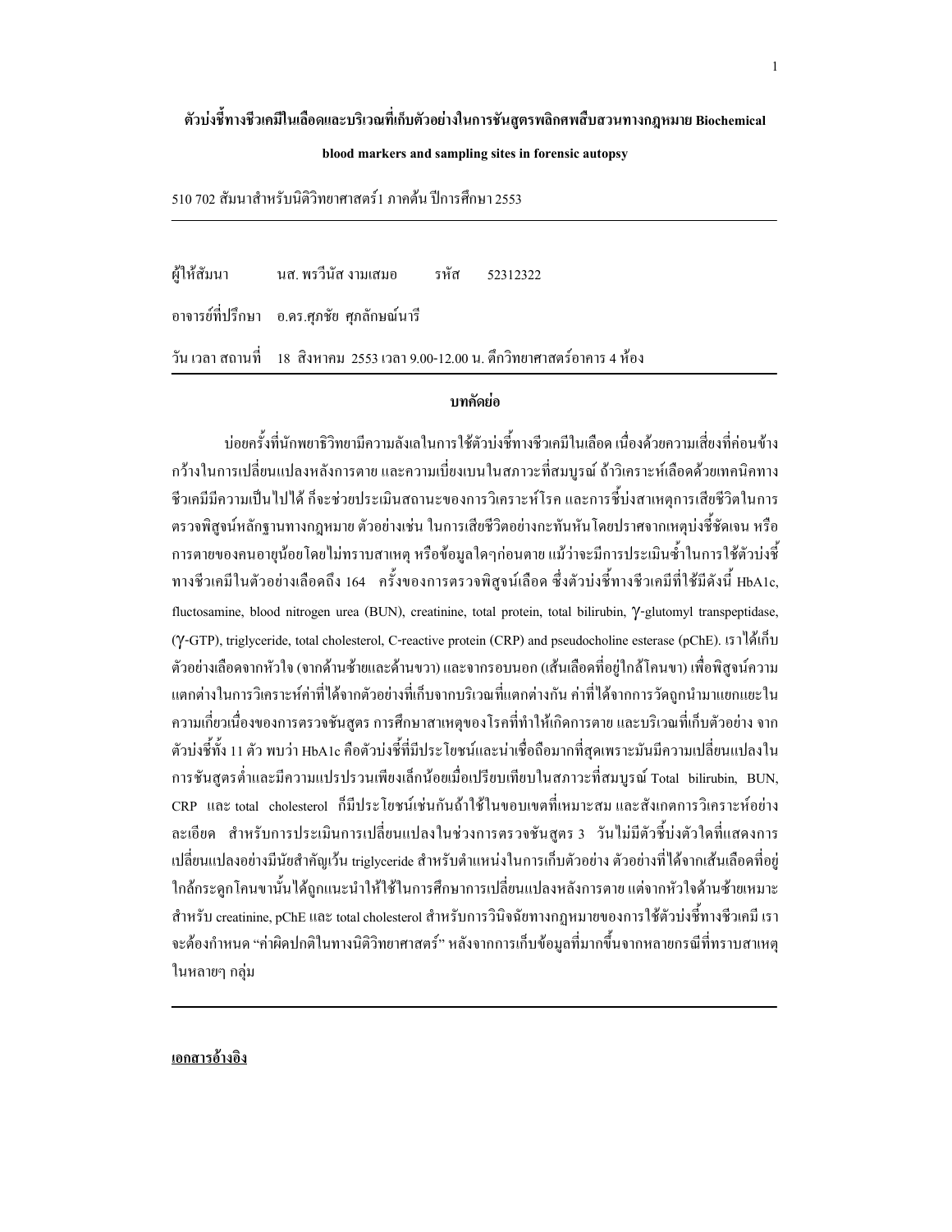# ตัวบ่งชี้ทางชีวเคมีในเลือดและบริเวณที่เก็บตัวอย่างในการชันสูตรพลิกศพสืบสวนทางกฎหมาย Biochemical blood markers and sampling sites in forensic autopsy

510 702 สัมนาสำหรับนิติวิทยาศาสตร์1 ภาคต้น ปีการศึกษา 2553

---

ผู้ให้สัมนา นส. พรวีนัส งามเสมอ รหัส 52312322

อาจารย์ที่ปรึกษา อ.ดร.ศุภชัย ศุภลักษณ์นารี

วัน เวลา สถานที่ 18 สิงหาคม 2553 เวลา 9.00-12.00 น. ตึกวิทยาศาสตร์อาคาร 4 ห้อง

---

## บทคัดย่อ

บ่อยครั้งที่นักพยาธิวิทยามีความลังเลในการใช้ตัวบ่งชี้ทางชีวเคมีในเลือด เนื่องด้วยความเสี่ยงที่ค่อนข้างกว้างในการเปลี่ยนแปลงหลังการตาย และความเบี่ยงเบนในสภาวะที่สมบูรณ์ ถ้าวิเคราะห์เลือดด้วยเทคนิคทางชีวเคมีมีความเป็นไปได้ ก็จะช่วยประเมินสถานะของการวิเคราะห์โรค และการชี้บ่งสาเหตุการเสียชีวิตในการตรวจพิสูจน์หลักฐานทางกฎหมาย ตัวอย่างเช่น ในการเสียชีวิตอย่างกะทันหันโดยปราศจากเหตุบ่งชี้ชัดเจน หรือการตายของคนอายุน้อยโดยไม่ทราบสาเหตุ หรือข้อมูลใดๆก่อนตาย แม้ว่าจะมีการประเมินซ้ำในการใช้ตัวบ่งชี้ทางชีวเคมีในตัวอย่างเลือดถึง 164 ครั้งของการตรวจพิสูจน์เลือด ซึ่งตัวบ่งชี้ทางชีวเคมีที่ใช้มีดังนี้ HbA1c, fluctosamine, blood nitrogen urea (BUN), creatinine, total protein, total bilirubin, γ-glutomyl transpeptidase, (γ-GTP), triglyceride, total cholesterol, C-reactive protein (CRP) and pseudocholine esterase (pChE). เราได้เก็บตัวอย่างเลือดจากหัวใจ (จากด้านซ้ายและด้านขวา) และจากรอบนอก (เส้นเลือดที่อยู่ใกล้โคนขา) เพื่อพิสูจน์ความแตกต่างในการวิเคราะห์ค่าที่ได้จากตัวอย่างที่เก็บจากบริเวณที่แตกต่างกัน ค่าที่ได้จากการวัดถูกนำมาแยกแยะในความเกี่ยวเนื่องของการตรวจชันสูตร การศึกษาสาเหตุของโรคที่ทำให้เกิดการตาย และบริเวณที่เก็บตัวอย่าง จากตัวบ่งชี้ทั้ง 11 ตัว พบว่า HbA1c คือตัวบ่งชี้ที่มีประโยชน์และน่าเชื่อถือมากที่สุดเพราะมันมีความเปลี่ยนแปลงในการชันสูตรต่ำและมีความแปรปรวนเพียงเล็กน้อยเมื่อเปรียบเทียบในสภาวะที่สมบูรณ์ Total bilirubin, BUN, CRP และ total cholesterol ก็มีประโยชน์เช่นกันถ้าใช้ในขอบเขตที่เหมาะสม และสังเกตการวิเคราะห์อย่างละเอียด สำหรับการประเมินการเปลี่ยนแปลงในช่วงการตรวจชันสูตร 3 วันไม่มีตัวชี้บ่งตัวใดที่แสดงการเปลี่ยนแปลงอย่างมีนัยสำคัญเว้น triglyceride สำหรับตำแหน่งในการเก็บตัวอย่าง ตัวอย่างที่ได้จากเส้นเลือดที่อยู่ใกล้กระดูกโคนขานั้นได้ถูกแนะนำให้ใช้ในการศึกษาการเปลี่ยนแปลงหลังการตาย แต่จากหัวใจด้านซ้ายเหมาะสำหรับ creatinine, pChE และ total cholesterol สำหรับการวินิจฉัยทางกฎหมายของการใช้ตัวบ่งชี้ทางชีวเคมี เราจะต้องกำหนด "ค่าผิดปกติในทางนิติวิทยาศาสตร์" หลังจากการเก็บข้อมูลที่มากขึ้นจากหลายกรณีที่ทราบสาเหตุในหลายๆ กลุ่ม

---

**เอกสารอ้างอิง**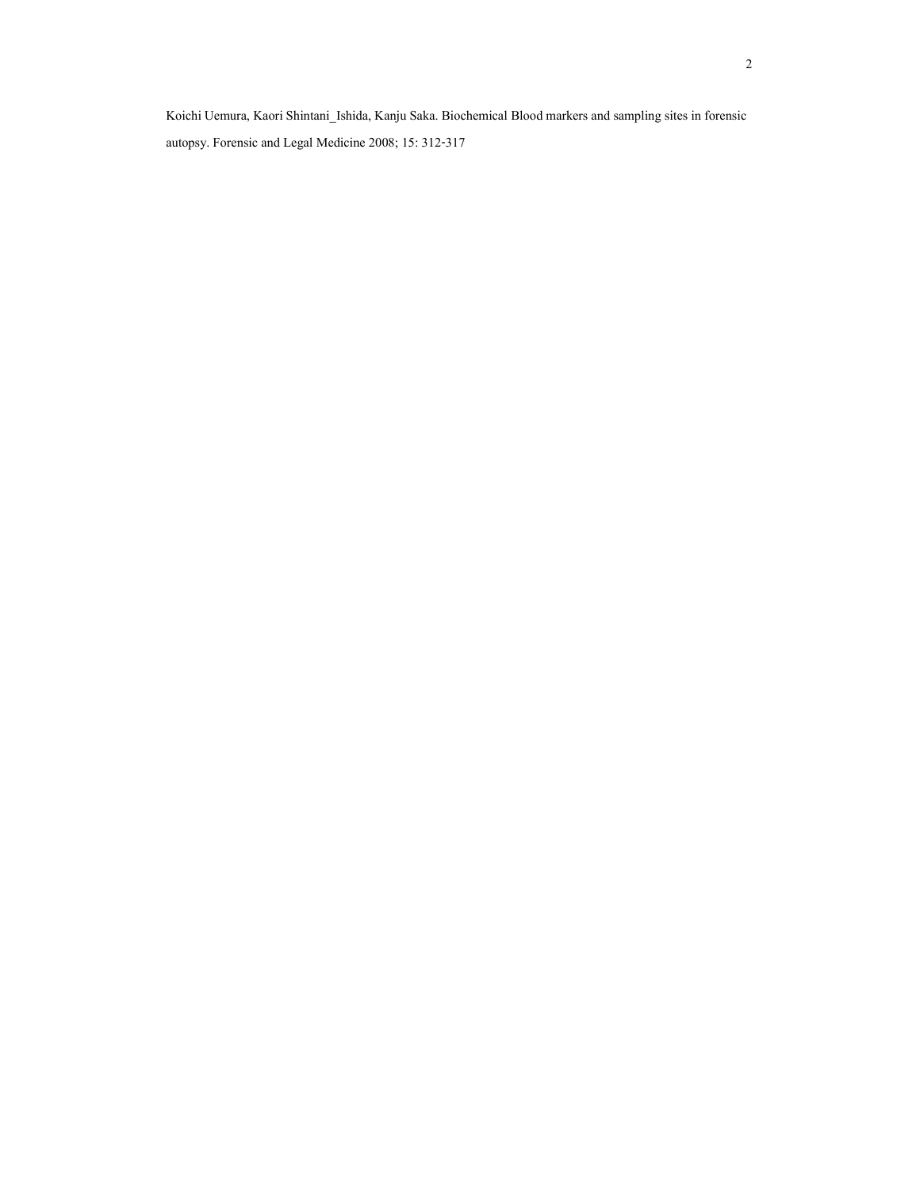Koichi Uemura, Kaori Shintani_Ishida, Kanju Saka. Biochemical Blood markers and sampling sites in forensic autopsy. Forensic and Legal Medicine 2008; 15: 312-317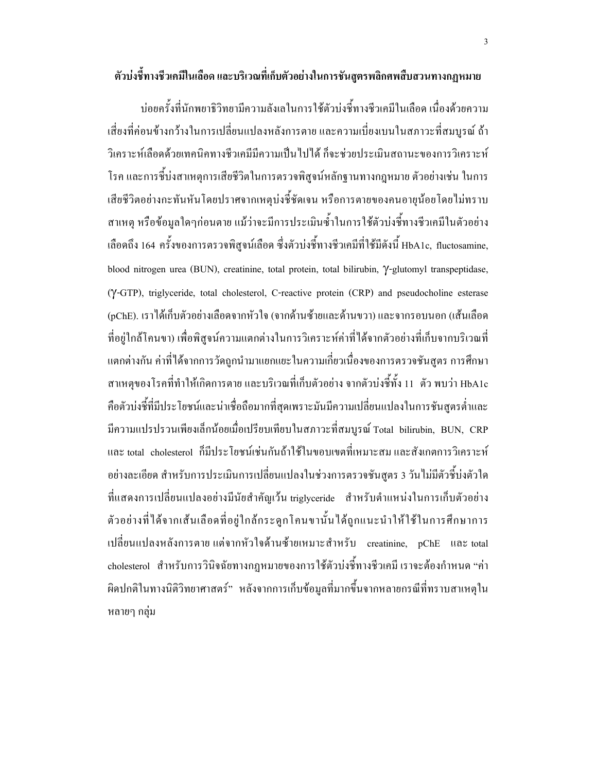**ตัวบ่งชี้ทางชีวเคมีในเลือด และบริเวณที่เก็บตัวอย่างในการชันสูตรพลิกศพสืบสวนทางกฎหมาย**

บ่อยครั้งที่นักพยาธิวิทยามีความลังเลในการใช้ตัวบ่งชี้ทางชีวเคมีในเลือด เนื่องด้วยความเสี่ยงที่ค่อนข้างกว้างในการเปลี่ยนแปลงหลังการตาย และความเบี่ยงเบนในสภาวะที่สมบูรณ์ ถ้าวิเคราะห์เลือดด้วยเทคนิคทางชีวเคมีมีความเป็นไปได้ ก็จะช่วยประเมินสถานะของการวิเคราะห์โรค และการชี้บ่งสาเหตุการเสียชีวิตในการตรวจพิสูจน์หลักฐานทางกฎหมาย ตัวอย่างเช่น ในการเสียชีวิตอย่างกะทันหันโดยปราศจากเหตุบ่งชี้ชัดเจน หรือการตายของคนอายุน้อยโดยไม่ทราบสาเหตุ หรือข้อมูลใดๆก่อนตาย แม้ว่าจะมีการประเมินซ้ำในการใช้ตัวบ่งชี้ทางชีวเคมีในตัวอย่างเลือดถึง 164 ครั้งของการตรวจพิสูจน์เลือด ซึ่งตัวบ่งชี้ทางชีวเคมีที่ใช้มีดังนี้ HbA1c, fluctosamine, blood nitrogen urea (BUN), creatinine, total protein, total bilirubin, $\gamma$-glutomyl transpeptidase, ($\gamma$-GTP), triglyceride, total cholesterol, C-reactive protein (CRP) and pseudocholine esterase (pChE). เราได้เก็บตัวอย่างเลือดจากหัวใจ (จากด้านซ้ายและด้านขวา) และจากรอบนอก (เส้นเลือดที่อยู่ใกล้โคนขา) เพื่อพิสูจน์ความแตกต่างในการวิเคราะห์ค่าที่ได้จากตัวอย่างที่เก็บจากบริเวณที่แตกต่างกัน ค่าที่ได้จากการวัดถูกนำมาแยกแยะในความเกี่ยวเนื่องของการตรวจชันสูตร การศึกษาสาเหตุของโรคที่ทำให้เกิดการตาย และบริเวณที่เก็บตัวอย่าง จากตัวบ่งชี้ทั้ง 11 ตัว พบว่า HbA1c คือตัวบ่งชี้ที่มีประโยชน์และน่าเชื่อถือมากที่สุดเพราะมันมีความเปลี่ยนแปลงในการชันสูตรต่ำและมีความแปรปรวนเพียงเล็กน้อยเมื่อเปรียบเทียบในสภาวะที่สมบูรณ์ Total bilirubin, BUN, CRP และ total cholesterol ก็มีประโยชน์เช่นกันถ้าใช้ในขอบเขตที่เหมาะสม และสังเกตการวิเคราะห์อย่างละเอียด สำหรับการประเมินการเปลี่ยนแปลงในช่วงการตรวจชันสูตร 3 วันไม่มีตัวชี้บ่งตัวใดที่แสดงการเปลี่ยนแปลงอย่างมีนัยสำคัญเว้น triglyceride สำหรับตำแหน่งในการเก็บตัวอย่าง ตัวอย่างที่ได้จากเส้นเลือดที่อยู่ใกล้กระดูกโคนขานั้นได้ถูกแนะนำให้ใช้ในการศึกษาการเปลี่ยนแปลงหลังการตาย แต่จากหัวใจด้านซ้ายเหมาะสำหรับ creatinine, pChE และ total cholesterol สำหรับการวินิจฉัยทางกฎหมายของการใช้ตัวบ่งชี้ทางชีวเคมี เราจะต้องกำหนด "ค่าผิดปกติในทางนิติวิทยาศาสตร์" หลังจากการเก็บข้อมูลที่มากขึ้นจากหลายกรณีที่ทราบสาเหตุในหลายๆ กลุ่ม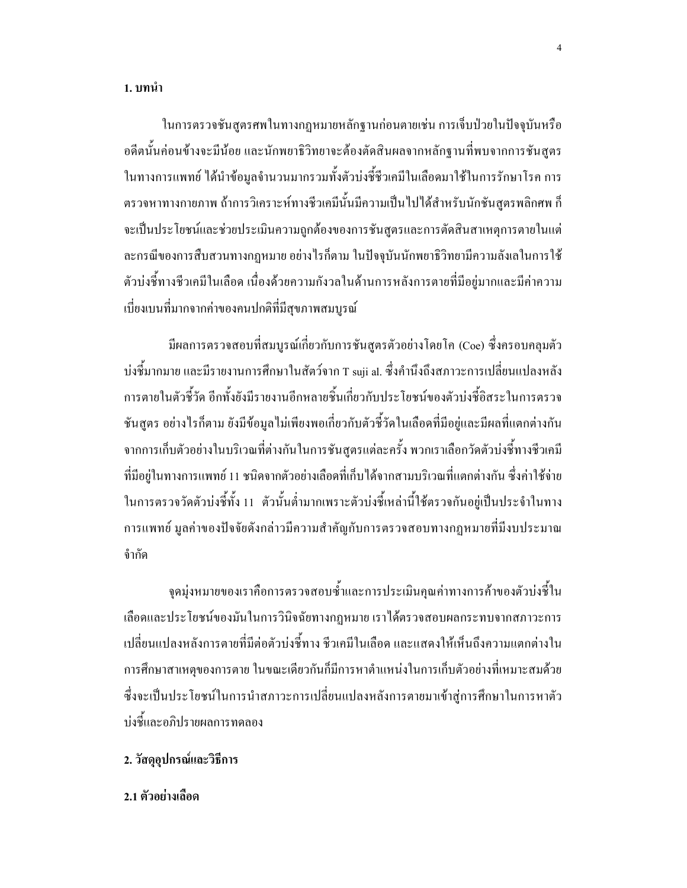## 1. บทนำ

ในการตรวจชันสูตรศพในทางกฎหมายหลักฐานก่อนตายเช่น การเจ็บป่วยในปัจจุบันหรืออดีตนั้นค่อนข้างจะมีน้อย และนักพยาธิวิทยาจะต้องตัดสินผลจากหลักฐานที่พบจากการชันสูตร ในทางการแพทย์ ได้นำข้อมูลจำนวนมากรวมทั้งตัวบ่งชี้ชีวเคมีในเลือดมาใช้ในการรักษาโรค การตรวจหาทางกายภาพ ถ้าการวิเคราะห์ทางชีวเคมีนั้นมีความเป็นไปได้สำหรับนักชันสูตรพลิกศพ ก็จะเป็นประโยชน์และช่วยประเมินความถูกต้องของการชันสูตรและการตัดสินสาเหตุการตายในแต่ละกรณีของการสืบสวนทางกฎหมาย อย่างไรก็ตาม ในปัจจุบันนักพยาธิวิทยามีความลังเลในการใช้ตัวบ่งชี้ทางชีวเคมีในเลือด เนื่องด้วยความกังวลในด้านการหลังการตายที่มีอยู่มากและมีค่าความเบี่ยงเบนที่มากจากค่าของคนปกติที่มีสุขภาพสมบูรณ์

มีผลการตรวจสอบที่สมบูรณ์เกี่ยวกับการชันสูตรตัวอย่างโดยโค (Coe) ซึ่งครอบคลุมตัวบ่งชี้มากมาย และมีรายงานการศึกษาในสัตว์จาก T suji al. ซึ่งคำนึงถึงสภาวะการเปลี่ยนแปลงหลังการตายในตัวชี้วัด อีกทั้งยังมีรายงานอีกหลายชิ้นเกี่ยวกับประโยชน์ของตัวบ่งชี้อิสระในการตรวจชันสูตร อย่างไรก็ตาม ยังมีข้อมูลไม่เพียงพอเกี่ยวกับตัวชี้วัดในเลือดที่มีอยู่และมีผลที่แตกต่างกันจากการเก็บตัวอย่างในบริเวณที่ต่างกันในการชันสูตรแต่ละครั้ง พวกเราเลือกวัดตัวบ่งชี้ทางชีวเคมีที่มีอยู่ในทางการแพทย์ 11 ชนิดจากตัวอย่างเลือดที่เก็บได้จากสามบริเวณที่แตกต่างกัน ซึ่งค่าใช้จ่ายในการตรวจวัดตัวบ่งชี้ทั้ง 11 ตัวนั้นต่ำมากเพราะตัวบ่งชี้เหล่านี้ใช้ตรวจกันอยู่เป็นประจำในทางการแพทย์ มูลค่าของปัจจัยดังกล่าวมีความสำคัญกับการตรวจสอบทางกฎหมายที่มีงบประมาณจำกัด

จุดมุ่งหมายของเราคือการตรวจสอบซ้ำและการประเมินคุณค่าทางการค้าของตัวบ่งชี้ในเลือดและประโยชน์ของมันในการวินิจฉัยทางกฎหมาย เราได้ตรวจสอบผลกระทบจากสภาวะการเปลี่ยนแปลงหลังการตายที่มีต่อตัวบ่งชี้ทาง ชีวเคมีในเลือด และแสดงให้เห็นถึงความแตกต่างในการศึกษาสาเหตุของการตาย ในขณะเดียวกันก็มีการหาตำแหน่งในการเก็บตัวอย่างที่เหมาะสมด้วย ซึ่งจะเป็นประโยชน์ในการนำสภาวะการเปลี่ยนแปลงหลังการตายมาเข้าสู่การศึกษาในการหาตัวบ่งชี้และอภิปรายผลการทดลอง

## 2. วัสดุอุปกรณ์และวิธีการ

### 2.1 ตัวอย่างเลือด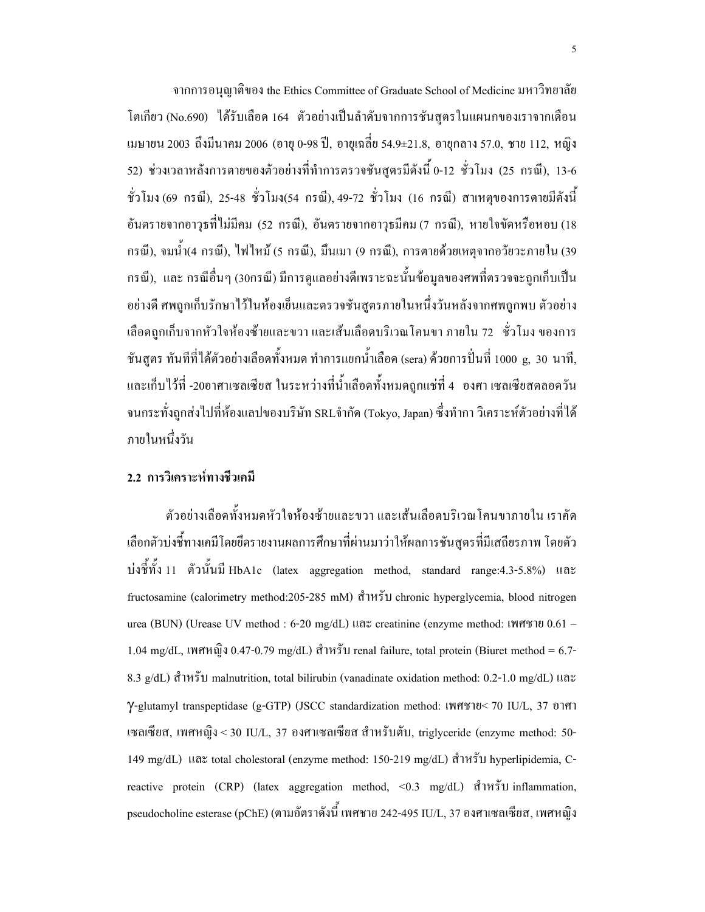จากการอนุญาติของ the Ethics Committee of Graduate School of Medicine มหาวิทยาลัยโตเกียว (No.690) ได้รับเลือด 164 ตัวอย่างเป็นลำดับจากการชันสูตรในแผนกของเราจากเดือนเมษายน 2003 ถึงมีนาคม 2006 (อายุ 0-98 ปี, อายุเฉลี่ย 54.9±21.8, อายุกลาง 57.0, ชาย 112, หญิง 52) ช่วงเวลาหลังการตายของตัวอย่างที่ทำการตรวจชันสูตรมีดังนี้ 0-12 ชั่วโมง (25 กรณี), 13-6 ชั่วโมง (69 กรณี), 25-48 ชั่วโมง(54 กรณี), 49-72 ชั่วโมง (16 กรณี) สาเหตุของการตายมีดังนี้ อันตรายจากอาวุธที่ไม่มีคม (52 กรณี), อันตรายจากอาวุธมีคม (7 กรณี), หายใจขัดหรือหอบ (18 กรณี), จมน้ำ(4 กรณี), ไฟไหม้ (5 กรณี), มึนเมา (9 กรณี), การตายด้วยเหตุจากอวัยวะภายใน (39 กรณี), และ กรณีอื่นๆ (30กรณี) มีการดูแลอย่างดีเพราะฉะนั้นข้อมูลของศพที่ตรวจจะถูกเก็บเป็นอย่างดี ศพถูกเก็บรักษาไว้ในห้องเย็นและตรวจชันสูตรภายในหนึ่งวันหลังจากศพถูกพบ ตัวอย่างเลือดถูกเก็บจากหัวใจห้องซ้ายและขวา และเส้นเลือดบริเวณโคนขา ภายใน 72 ชั่วโมง ของการชันสูตร ทันทีที่ได้ตัวอย่างเลือดทั้งหมด ทำการแยกน้ำเลือด (sera) ด้วยการปั่นที่ 1000 g, 30 นาที, และเก็บไว้ที่ -20อาศาเซลเซียส ในระหว่างที่น้ำเลือดทั้งหมดถูกแช่ที่ 4 องศา เซลเซียสตลอดวันจนกระทั่งถูกส่งไปที่ห้องแลปของบริษัท SRLจำกัด (Tokyo, Japan) ซึ่งทำกา วิเคราะห์ตัวอย่างที่ได้ภายในหนึ่งวัน

## 2.2 การวิเคราะห์ทางชีวเคมี

ตัวอย่างเลือดทั้งหมดหัวใจห้องซ้ายและขวา และเส้นเลือดบริเวณโคนขาภายใน เราคัดเลือกตัวบ่งชี้ทางเคมีโดยยึดรายงานผลการศึกษาที่ผ่านมาว่าให้ผลการชันสูตรที่มีเสถียรภาพ โดยตัวบ่งชี้ทั้ง 11 ตัวนั้นมี HbA1c (latex aggregation method, standard range:4.3-5.8%) และ fructosamine (calorimetry method:205-285 mM) สำหรับ chronic hyperglycemia, blood nitrogen urea (BUN) (Urease UV method : 6-20 mg/dL) และ creatinine (enzyme method: เพศชาย 0.61 – 1.04 mg/dL, เพศหญิง 0.47-0.79 mg/dL) สำหรับ renal failure, total protein (Biuret method = 6.7-8.3 g/dL) สำหรับ malnutrition, total bilirubin (vanadinate oxidation method: 0.2-1.0 mg/dL) และ $\gamma$-glutamyl transpeptidase (g-GTP) (JSCC standardization method: เพศชาย< 70 IU/L, 37 อาศาเซลเซียส, เพศหญิง < 30 IU/L, 37 องศาเซลเซียส สำหรับตับ, triglyceride (enzyme method: 50-149 mg/dL) และ total cholestoral (enzyme method: 150-219 mg/dL) สำหรับ hyperlipidemia, C-reactive protein (CRP) (latex aggregation method, <0.3 mg/dL) สำหรับ inflammation, pseudocholine esterase (pChE) (ตามอัตราดังนี้ เพศชาย 242-495 IU/L, 37 องศาเซลเซียส, เพศหญิง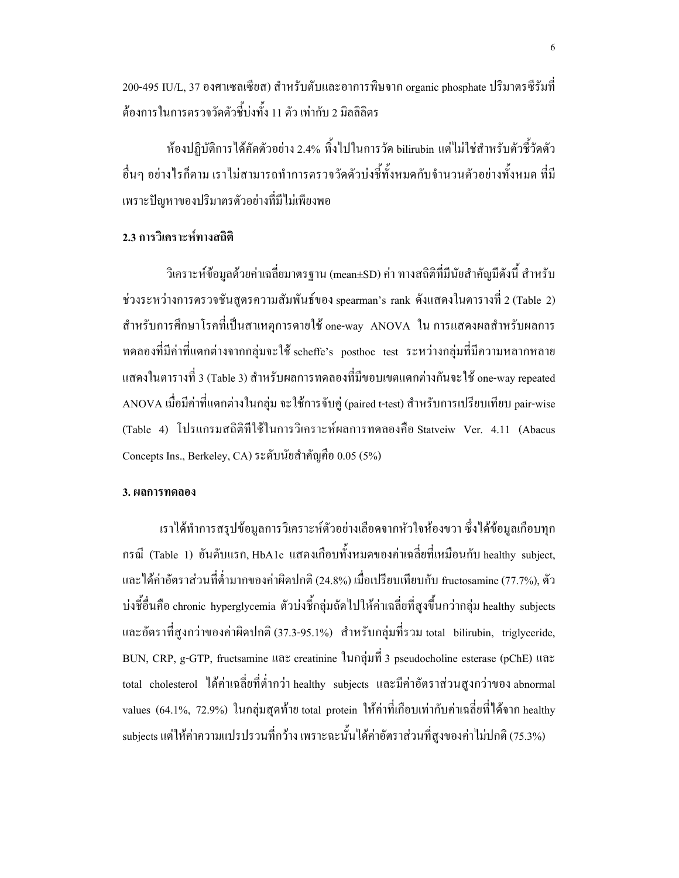200-495 IU/L, 37 องศาเซลเซียส) สำหรับตับและอาการพิษจาก organic phosphate ปริมาตรซีรัมที่ต้องการในการตรวจวัดตัวชี้บ่งทั้ง 11 ตัว เท่ากับ 2 มิลลิลิตร

ห้องปฏิบัติการได้คัดตัวอย่าง 2.4% ทิ้งไปในการวัด bilirubin แต่ไม่ใช่สำหรับตัวชี้วัดตัวอื่นๆ อย่างไรก็ตาม เราไม่สามารถทำการตรวจวัดตัวบ่งชี้ทั้งหมดกับจำนวนตัวอย่างทั้งหมด ที่มีเพราะปัญหาของปริมาตรตัวอย่างที่มีไม่เพียงพอ

### 2.3 การวิเคราะห์ทางสถิติ

วิเคราะห์ข้อมูลด้วยค่าเฉลี่ยมาตรฐาน (mean±SD) ค่า ทางสถิติที่มีนัยสำคัญมีดังนี้ สำหรับช่วงระหว่างการตรวจชันสูตรความสัมพันธ์ของ spearman's rank ดังแสดงในตารางที่ 2 (Table 2) สำหรับการศึกษาโรคที่เป็นสาเหตุการตายใช้ one-way ANOVA ใน การแสดงผลสำหรับผลการทดลองที่มีค่าที่แตกต่างจากกลุ่มจะใช้ scheffe's posthoc test ระหว่างกลุ่มที่มีความหลากหลายแสดงในตารางที่ 3 (Table 3) สำหรับผลการทดลองที่มีขอบเขตแตกต่างกันจะใช้ one-way repeated ANOVA เมื่อมีค่าที่แตกต่างในกลุ่ม จะใช้การจับคู่ (paired t-test) สำหรับการเปรียบเทียบ pair-wise (Table 4) โปรแกรมสถิติทีใช้ในการวิเคราะห์ผลการทดลองคือ Statveiw Ver. 4.11 (Abacus Concepts Ins., Berkeley, CA) ระดับนัยสำคัญคือ 0.05 (5%)

## 3. ผลการทดลอง

เราได้ทำการสรุปข้อมูลการวิเคราะห์ตัวอย่างเลือดจากหัวใจห้องขวา ซึ่งได้ข้อมูลเกือบทุกกรณี (Table 1) อันดับแรก, HbA1c แสดงเกือบทั้งหมดของค่าเฉลี่ยที่เหมือนกับ healthy subject, และได้ค่าอัตราส่วนที่ต่ำมากของค่าผิดปกติ (24.8%) เมื่อเปรียบเทียบกับ fructosamine (77.7%), ตัวบ่งชี้อื่นคือ chronic hyperglycemia ตัวบ่งชี้กลุ่มถัดไปให้ค่าเฉลี่ยที่สูงขึ้นกว่ากลุ่ม healthy subjects และอัตราที่สูงกว่าของค่าผิดปกติ (37.3-95.1%) สำหรับกลุ่มที่รวม total bilirubin, triglyceride, BUN, CRP, g-GTP, fructsamine และ creatinine ในกลุ่มที่ 3 pseudocholine esterase (pChE) และ total cholesterol ได้ค่าเฉลี่ยที่ต่ำกว่า healthy subjects และมีค่าอัตราส่วนสูงกว่าของ abnormal values (64.1%, 72.9%) ในกลุ่มสุดท้าย total protein ให้ค่าที่เกือบเท่ากับค่าเฉลี่ยที่ได้จาก healthy subjects แต่ให้ค่าความแปรปรวนที่กว้าง เพราะฉะนั้นได้ค่าอัตราส่วนที่สูงของค่าไม่ปกติ (75.3%)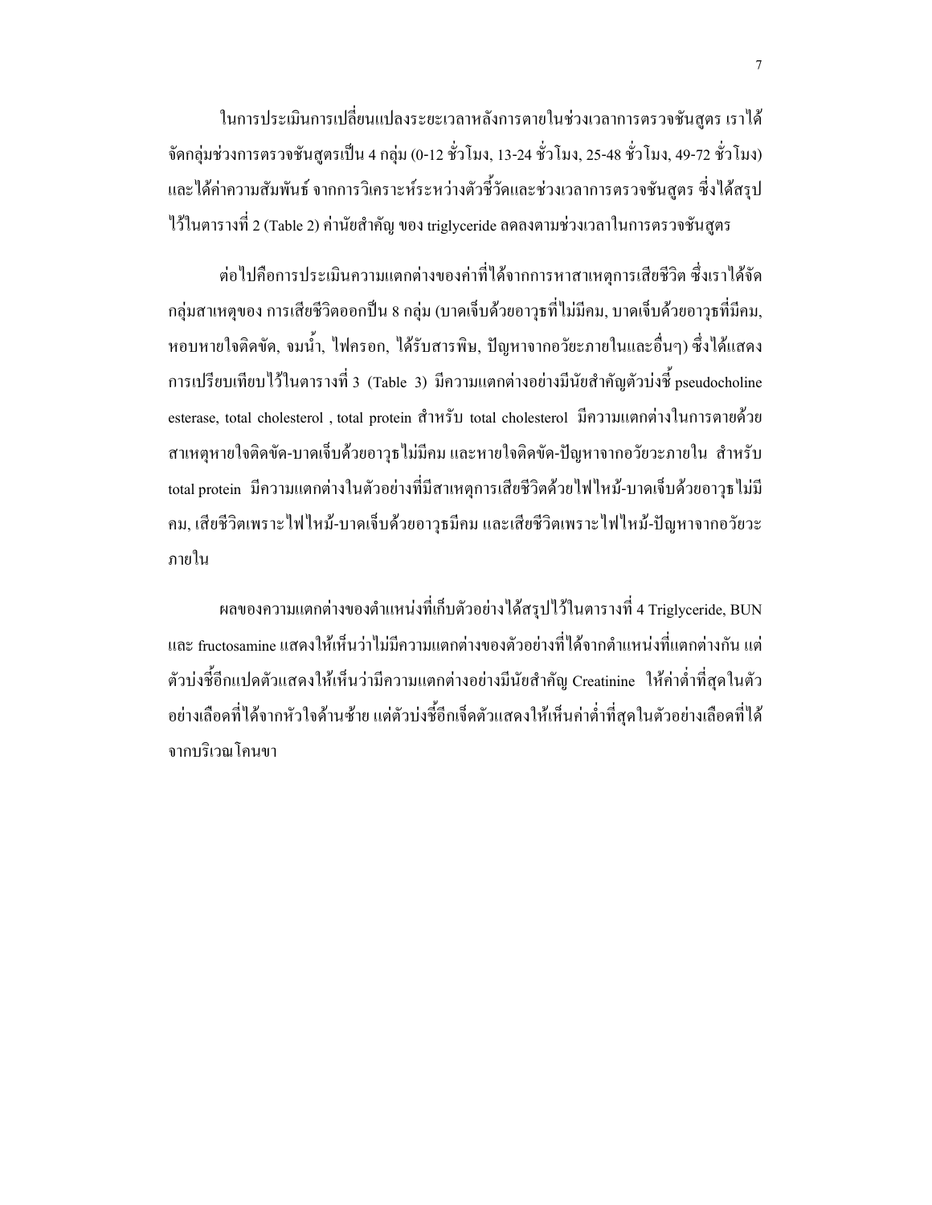ในการประเมินการเปลี่ยนแปลงระยะเวลาหลังการตายในช่วงเวลาการตรวจชันสูตร เราได้จัดกลุ่มช่วงการตรวจชันสูตรเป็น 4 กลุ่ม (0-12 ชั่วโมง, 13-24 ชั่วโมง, 25-48 ชั่วโมง, 49-72 ชั่วโมง) และได้ค่าความสัมพันธ์ จากการวิเคราะห์ระหว่างตัวชี้วัดและช่วงเวลาการตรวจชันสูตร ซึ่งได้สรุปไว้ในตารางที่ 2 (Table 2) ค่านัยสำคัญ ของ triglyceride ลดลงตามช่วงเวลาในการตรวจชันสูตร

ต่อไปคือการประเมินความแตกต่างของค่าที่ได้จากการหาสาเหตุการเสียชีวิต ซึ่งเราได้จัดกลุ่มสาเหตุของ การเสียชีวิตออกเป็น 8 กลุ่ม (บาดเจ็บด้วยอาวุธที่ไม่มีคม, บาดเจ็บด้วยอาวุธที่มีคม, หอบหายใจติดขัด, จมน้ำ, ไฟครอก, ได้รับสารพิษ, ปัญหาจากอวัยะภายในและอื่นๆ) ซึ่งได้แสดงการเปรียบเทียบไว้ในตารางที่ 3 (Table 3) มีความแตกต่างอย่างมีนัยสำคัญตัวบ่งชี้ pseudocholine esterase, total cholesterol , total protein สำหรับ total cholesterol มีความแตกต่างในการตายด้วยสาเหตุหายใจติดขัด-บาดเจ็บด้วยอาวุธไม่มีคม และหายใจติดขัด-ปัญหาจากอวัยวะภายใน สำหรับ total protein มีความแตกต่างในตัวอย่างที่มีสาเหตุการเสียชีวิตด้วยไฟไหม้-บาดเจ็บด้วยอาวุธไม่มีคม, เสียชีวิตเพราะไฟไหม้-บาดเจ็บด้วยอาวุธมีคม และเสียชีวิตเพราะไฟไหม้-ปัญหาจากอวัยวะภายใน

ผลของความแตกต่างของตำแหน่งที่เก็บตัวอย่างได้สรุปไว้ในตารางที่ 4 Triglyceride, BUN และ fructosamine แสดงให้เห็นว่าไม่มีความแตกต่างของตัวอย่างที่ได้จากตำแหน่งที่แตกต่างกัน แต่ตัวบ่งชี้อีกแปดตัวแสดงให้เห็นว่ามีความแตกต่างอย่างมีนัยสำคัญ Creatinine ให้ค่าต่ำที่สุดในตัวอย่างเลือดที่ได้จากหัวใจด้านซ้าย แต่ตัวบ่งชี้อีกเจ็ดตัวแสดงให้เห็นค่าต่ำที่สุดในตัวอย่างเลือดที่ได้จากบริเวณโคนขา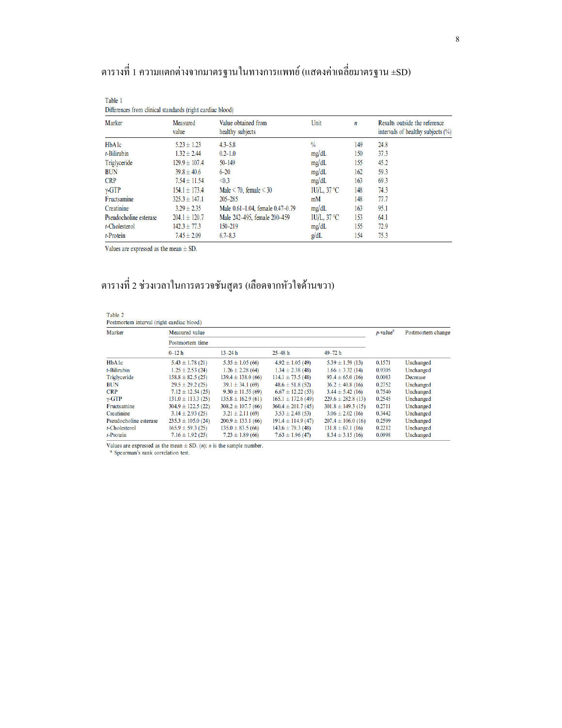ตารางที่ 1 ความแตกต่างจากมาตรฐานในทางการแพทย์ (แสดงค่าเฉลี่ยมาตรฐาน ±SD)

Table 1
Differences from clinical standards (right cardiac blood)

| Marker | Measured value | Value obtained from healthy subjects | Unit | *n* | Results outside the reference intervals of healthy subjects (%) |
|---|---|---|---|---|---|
| HbA1c | 5.23 ± 1.23 | 4.3–5.8 | % | 149 | 24.8 |
| *t*-Bilirubin | 1.32 ± 2.44 | 0.2–1.0 | mg/dL | 150 | 37.3 |
| Triglyceride | 129.9 ± 107.4 | 50–149 | mg/dL | 155 | 45.2 |
| BUN | 39.8 ± 40.6 | 6–20 | mg/dL | 162 | 59.3 |
| CRP | 7.54 ± 11.54 | <0.3 | mg/dL | 163 | 69.3 |
| γ-GTP | 154.1 ± 173.4 | Male < 70, female < 30 | IU/L, 37 °C | 148 | 74.3 |
| Fructsamine | 325.3 ± 147.1 | 205–285 | mM | 148 | 77.7 |
| Creatinine | 3.29 ± 2.35 | Male 0.61–1.04, female 0.47–0.79 | mg/dL | 163 | 95.1 |
| Pseudocholine esterase | 204.1 ± 120.7 | Male 242–495, female 200–459 | IU/L, 37 °C | 153 | 64.1 |
| *t*-Cholesterol | 142.3 ± 77.3 | 150–219 | mg/dL | 155 | 72.9 |
| *t*-Protein | 7.45 ± 2.09 | 6.7–8.3 | g/dL | 154 | 75.3 |

Values are expressed as the mean ± SD.

ตารางที่ 2 ช่วงเวลาในการตรวจชันสูตร (เลือดจากหัวใจด้านขวา)

Table 2
Postmortem interval (right cardiac blood)

| Marker | Measured value | | | | *p*-value[a] | Postmortem change |
|---|---|---|---|---|---|---|
| | Postmortem time | | | | | |
| | 0–12 h | 13–24 h | 25–48 h | 49–72 h | | |
| HbA1c | 5.43 ± 1.78 (21) | 5.35 ± 1.05 (66) | 4.92 ± 1.05 (49) | 5.39 ± 1.59 (13) | 0.1571 | Unchanged |
| t-Bilirubin | 1.25 ± 2.53 (24) | 1.26 ± 2.28 (64) | 1.34 ± 2.38 (48) | 1.66 ± 3.32 (14) | 0.9305 | Unchanged |
| Triglyceride | 158.8 ± 82.5 (25) | 139.4 ± 138.0 (66) | 114.1 ± 73.5 (48) | 93.4 ± 65.0 (16) | 0.0083 | Decrease |
| BUN | 29.5 ± 29.2 (25) | 39.1 ± 34.1 (69) | 48.6 ± 51.8 (52) | 36.2 ± 40.8 (16) | 0.2752 | Unchanged |
| CRP | 7.12 ± 12.54 (25) | 9.30 ± 11.55 (69) | 6.67 ± 12.22 (53) | 3.44 ± 5.42 (16) | 0.7540 | Unchanged |
| γ-GTP | 131.0 ± 113.3 (25) | 135.8 ± 162.9 (61) | 165.1 ± 172.6 (49) | 229.6 ± 282.8 (13) | 0.2545 | Unchanged |
| Fructsamine | 304.9 ± 122.5 (22) | 308.2 ± 107.7 (66) | 360.4 ± 201.7 (45) | 301.8 ± 149.3 (15) | 0.2711 | Unchanged |
| Creatinine | 3.14 ± 2.93 (25) | 3.21 ± 2.11 (69) | 3.53 ± 2.48 (53) | 3.06 ± 2.02 (16) | 0.3442 | Unchanged |
| Pseudocholine esterase | 235.3 ± 105.0 (24) | 200.9 ± 133.1 (66) | 191.4 ± 114.9 (47) | 207.4 ± 106.0 (16) | 0.2599 | Unchanged |
| *t*-Cholesterol | 165.9 ± 59.3 (25) | 135.0 ± 83.5 (66) | 143.6 ± 79.3 (48) | 131.8 ± 67.1 (16) | 0.2212 | Unchanged |
| *t*-Protein | 7.16 ± 1.92 (25) | 7.23 ± 1.89 (66) | 7.63 ± 1.96 (47) | 8.34 ± 3.15 (16) | 0.0998 | Unchanged |

Values are expressed as the mean ± SD. (*n*): *n* is the sample number.
[a] Spearman's rank correlation test.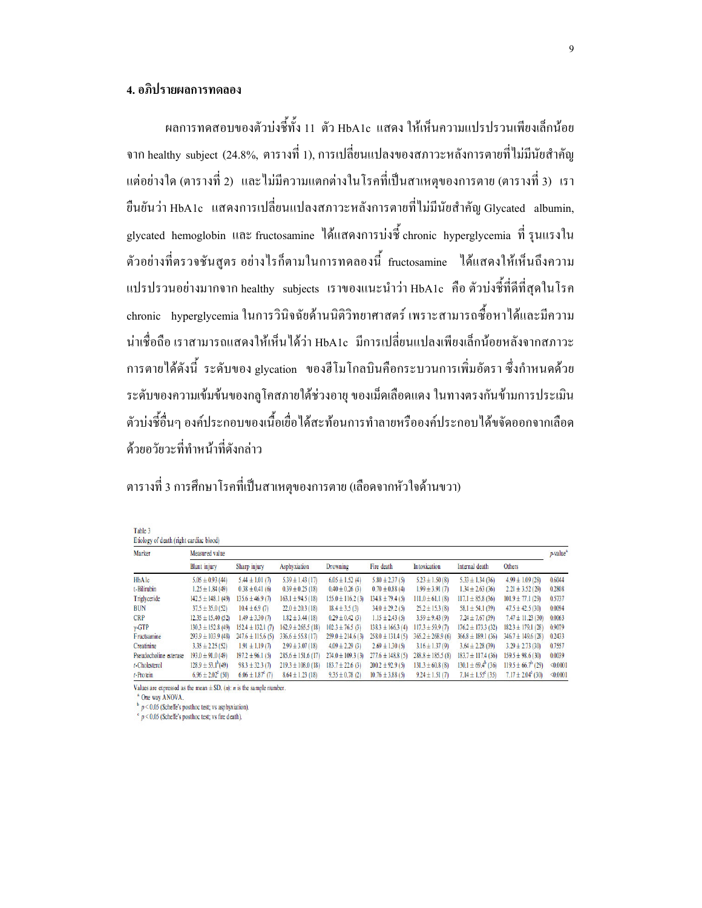## 4. อภิปรายผลการทดลอง

ผลการทดสอบของตัวบ่งชี้ทั้ง 11 ตัว HbA1c แสดง ให้เห็นความแปรปรวนเพียงเล็กน้อยจาก healthy subject (24.8%, ตารางที่ 1), การเปลี่ยนแปลงของสภาวะหลังการตายที่ไม่มีนัยสำคัญแต่อย่างใด (ตารางที่ 2) และไม่มีความแตกต่างในโรคที่เป็นสาเหตุของการตาย (ตารางที่ 3) เรายืนยันว่า HbA1c แสดงการเปลี่ยนแปลงสภาวะหลังการตายที่ไม่มีนัยสำคัญ Glycated albumin, glycated hemoglobin และ fructosamine ได้แสดงการบ่งชี้ chronic hyperglycemia ที่ รุนแรงในตัวอย่างที่ตรวจชันสูตร อย่างไรก็ตามในการทดลองนี้ fructosamine ได้แสดงให้เห็นถึงความแปรปรวนอย่างมากจาก healthy subjects เราขอแนะนำว่า HbA1c คือ ตัวบ่งชี้ที่ดีที่สุดในโรค chronic hyperglycemia ในการวินิจฉัยด้านนิติวิทยาศาสตร์ เพราะสามารถซื้อหาได้และมีความน่าเชื่อถือ เราสามารถแสดงให้เห็นได้ว่า HbA1c มีการเปลี่ยนแปลงเพียงเล็กน้อยหลังจากสภาวะการตายได้ดังนี้ ระดับของ glycation ของฮีโมโกลบินคือกระบวนการเพิ่มอัตรา ซึ่งกำหนดด้วยระดับของความเข้มข้นของกลูโคสภายใต้ช่วงอายุ ของเม็ดเลือดแดง ในทางตรงกันข้ามการประเมินตัวบ่งชี้อื่นๆ องค์ประกอบของเนื้อเยื่อได้สะท้อนการทำลายหรือองค์ประกอบได้ขจัดออกจากเลือดด้วยอวัยวะที่ทำหน้าที่ดังกล่าว

ตารางที่ 3 การศึกษาโรคที่เป็นสาเหตุของการตาย (เลือดจากหัวใจด้านขวา)

Table 3
Etiology of death (right cardiac blood)

| Marker | Measured value | | | | | | | | p-value[a] |
|---|---|---|---|---|---|---|---|---|---|
| | Blunt injury | Sharp injury | Asphyxiation | Drowning | Fire death | Intoxication | Internal death | Others | |
| HbA1c | 5.05 ± 0.93 (44) | 5.44 ± 1.01 (7) | 5.39 ± 1.43 (17) | 6.05 ± 1.52 (4) | 5.80 ± 2.37 (5) | 5.23 ± 1.50 (8) | 5.33 ± 1.34 (36) | 4.99 ± 1.09 (28) | 0.6044 |
| t-Bilirubin | 1.25 ± 1.84 (49) | 0.38 ± 0.41 (6) | 0.39 ± 0.25 (18) | 0.40 ± 0.26 (3) | 0.70 ± 0.88 (4) | 1.99 ± 3.91 (7) | 1.34 ± 2.63 (36) | 2.21 ± 3.52 (29) | 0.2808 |
| Triglyceride | 142.5 ± 148.1 (49) | 135.6 ± 46.9 (7) | 163.1 ± 94.5 (18) | 155.0 ± 116.2 (3) | 134.8 ± 79.4 (5) | 111.0 ± 61.1 (8) | 117.1 ± 85.8 (36) | 101.9 ± 77.1 (29) | 0.5737 |
| BUN | 37.5 ± 35.0 (52) | 10.4 ± 6.9 (7) | 22.0 ± 20.3 (18) | 18.4 ± 3.5 (3) | 34.0 ± 29.2 (5) | 25.2 ± 15.3 (8) | 58.1 ± 54.1 (39) | 47.5 ± 42.5 (30) | 0.0094 |
| CRP | 12.35 ± 15.40 (52) | 1.49 ± 3.30 (7) | 1.82 ± 3.44 (18) | 0.29 ± 0.42 (3) | 1.15 ± 2.43 (5) | 3.59 ± 9.43 (9) | 7.24 ± 7.67 (39) | 7.47 ± 11.23 (30) | 0.0063 |
| γ-GTP | 130.3 ± 152.8 (49) | 152.4 ± 132.1 (7) | 162.9 ± 265.5 (18) | 102.3 ± 76.5 (3) | 138.3 ± 166.3 (4) | 117.3 ± 59.9 (7) | 176.2 ± 173.3 (32) | 182.3 ± 179.1 (28) | 0.9079 |
| Fructsamine | 293.9 ± 103.9 (48) | 247.6 ± 115.6 (5) | 336.6 ± 55.8 (17) | 259.0 ± 214.6 (3) | 258.0 ± 131.4 (5) | 365.2 ± 268.9 (6) | 366.8 ± 189.1 (36) | 346.7 ± 149.6 (28) | 0.2433 |
| Creatinine | 3.35 ± 2.25 (52) | 1.91 ± 1.19 (7) | 2.99 ± 3.07 (18) | 4.09 ± 2.29 (3) | 2.69 ± 1.30 (5) | 3.16 ± 1.37 (9) | 3.64 ± 2.28 (39) | 3.29 ± 2.73 (30) | 0.7557 |
| Pseudocholine esterase | 193.0 ± 91.0 (49) | 197.2 ± 96.1 (5) | 285.6 ± 151.6 (17) | 274.0 ± 109.3 (3) | 277.6 ± 148.8 (5) | 288.8 ± 185.5 (8) | 183.7 ± 117.4 (36) | 159.5 ± 98.6 (30) | 0.0039 |
| t-Cholesterol | 128.9 ± 53.1[b] (49) | 98.3 ± 32.3 (7) | 219.3 ± 108.0 (18) | 183.7 ± 22.6 (3) | 200.2 ± 92.9 (5) | 131.3 ± 60.8 (8) | 130.1 ± 69.4[b] (36) | 119.5 ± 66.7[b] (29) | <0.0001 |
| t-Protein | 6.96 ± 2.02[c] (50) | 6.06 ± 1.87[c] (7) | 8.64 ± 1.23 (18) | 9.35 ± 0.78 (2) | 10.76 ± 3.88 (5) | 9.24 ± 1.51 (7) | 7.14 ± 1.55[c] (35) | 7.17 ± 2.04[c] (30) | <0.0001 |

Values are expressed as the mean ± SD. (n): n is the sample number.

[a] One way ANOVA.

[b] $p < 0.05$ (Scheffe's posthoc test; vs asphyxiation).

[c] $p < 0.05$ (Scheffe's posthoc test; vs fire death).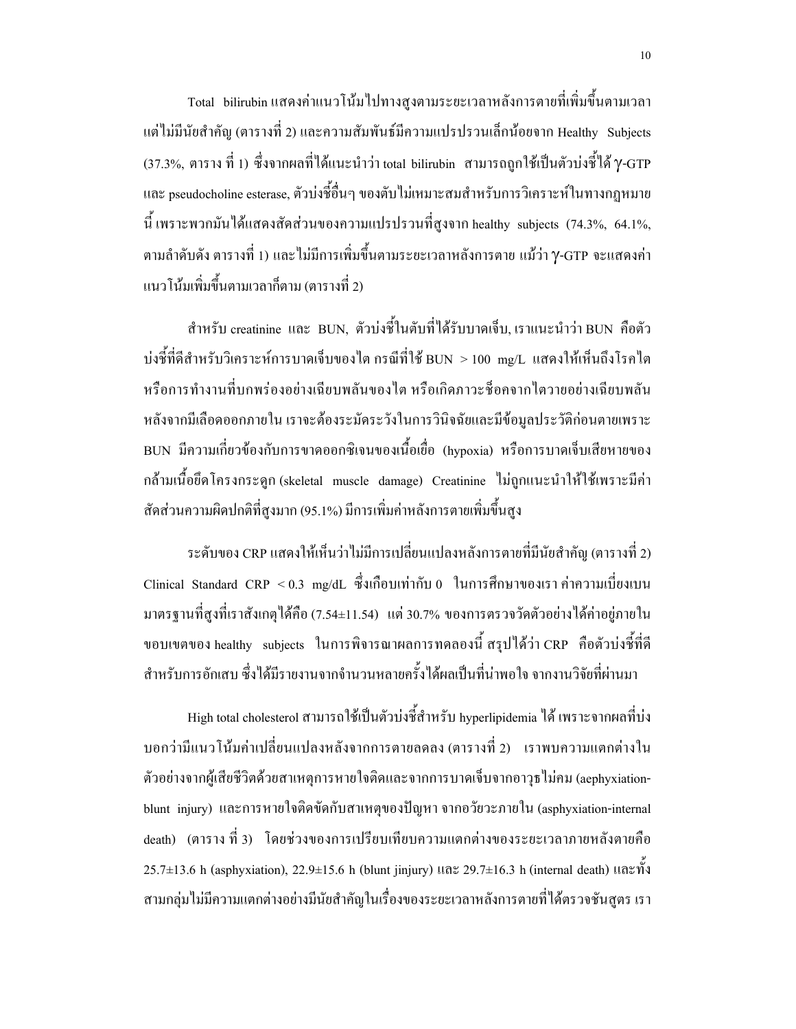Total bilirubin แสดงค่าแนวโน้มไปทางสูงตามระยะเวลาหลังการตายที่เพิ่มขึ้นตามเวลา แต่ไม่มีนัยสำคัญ (ตารางที่ 2) และความสัมพันธ์มีความแปรปรวนเล็กน้อยจาก Healthy Subjects (37.3%, ตาราง ที่ 1) ซึ่งจากผลที่ได้แนะนำว่า total bilirubin สามารถถูกใช้เป็นตัวบ่งชี้ได้ γ-GTP และ pseudocholine esterase, ตัวบ่งชี้อื่นๆ ของตับไม่เหมาะสมสำหรับการวิเคราะห์ในทางกฎหมายนี้ เพราะพวกมันได้แสดงสัดส่วนของความแปรปรวนที่สูงจาก healthy subjects (74.3%, 64.1%, ตามลำดับดัง ตารางที่ 1) และไม่มีการเพิ่มขึ้นตามระยะเวลาหลังการตาย แม้ว่า γ-GTP จะแสดงค่าแนวโน้มเพิ่มขึ้นตามเวลาก็ตาม (ตารางที่ 2)

สำหรับ creatinine และ BUN, ตัวบ่งชี้ในตับที่ได้รับบาดเจ็บ, เราแนะนำว่า BUN คือตัวบ่งชี้ที่ดีสำหรับวิเคราะห์การบาดเจ็บของไต กรณีที่ใช้ BUN > 100 mg/L แสดงให้เห็นถึงโรคไต หรือการทำงานที่บกพร่องอย่างเฉียบพลันของไต หรือเกิดภาวะช็อคจากไตวายอย่างเฉียบพลันหลังจากมีเลือดออกภายใน เราจะต้องระมัดระวังในการวินิจฉัยและมีข้อมูลประวัติก่อนตายเพราะ BUN มีความเกี่ยวข้องกับการขาดออกซิเจนของเนื้อเยื่อ (hypoxia) หรือการบาดเจ็บเสียหายของกล้ามเนื้อยึดโครงกระดูก (skeletal muscle damage) Creatinine ไม่ถูกแนะนำให้ใช้เพราะมีค่าสัดส่วนความผิดปกติที่สูงมาก (95.1%) มีการเพิ่มค่าหลังการตายเพิ่มขึ้นสูง

ระดับของ CRP แสดงให้เห็นว่าไม่มีการเปลี่ยนแปลงหลังการตายที่มีนัยสำคัญ (ตารางที่ 2) Clinical Standard CRP < 0.3 mg/dL ซึ่งเกือบเท่ากับ 0 ในการศึกษาของเรา ค่าความเบี่ยงเบนมาตรฐานที่สูงที่เราสังเกตุได้คือ (7.54±11.54) แต่ 30.7% ของการตรวจวัดตัวอย่างได้ค่าอยู่ภายในขอบเขตของ healthy subjects ในการพิจารณาผลการทดลองนี้ สรุปได้ว่า CRP คือตัวบ่งชี้ที่ดีสำหรับการอักเสบ ซึ่งได้มีรายงานจากจำนวนหลายครั้งได้ผลเป็นที่น่าพอใจ จากงานวิจัยที่ผ่านมา

High total cholesterol สามารถใช้เป็นตัวบ่งชี้สำหรับ hyperlipidemia ได้ เพราะจากผลที่บ่งบอกว่ามีแนวโน้มค่าเปลี่ยนแปลงหลังจากการตายลดลง (ตารางที่ 2) เราพบความแตกต่างในตัวอย่างจากผู้เสียชีวิตด้วยสาเหตุการหายใจติดและจากการบาดเจ็บจากอาวุธไม่คม (aephyxiation-blunt injury) และการหายใจติดขัดกับสาเหตุของปัญหา จากอวัยวะภายใน (asphyxiation-internal death) (ตาราง ที่ 3) โดยช่วงของการเปรียบเทียบความแตกต่างของระยะเวลาภายหลังตายคือ 25.7±13.6 h (asphyxiation), 22.9±15.6 h (blunt jinjury) และ 29.7±16.3 h (internal death) และทั้งสามกลุ่มไม่มีความแตกต่างอย่างมีนัยสำคัญในเรื่องของระยะเวลาหลังการตายที่ได้ตรวจชันสูตร เรา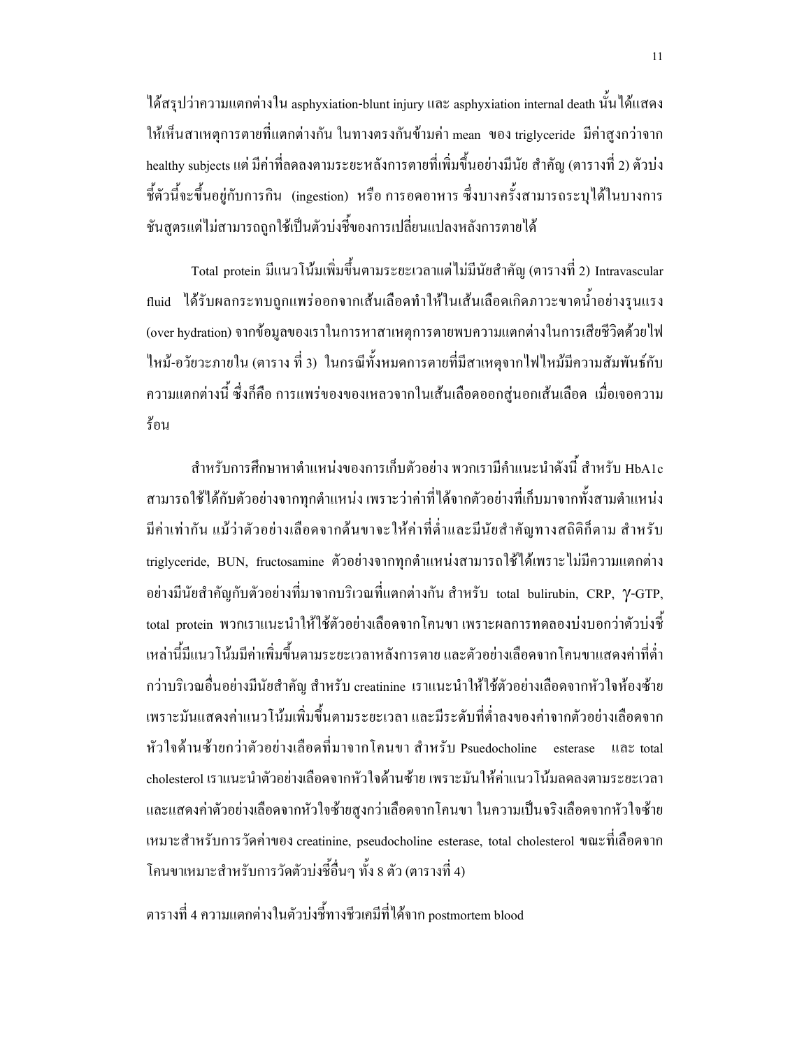ได้สรุปว่าความแตกต่างใน asphyxiation-blunt injury และ asphyxiation internal death นั้นได้แสดงให้เห็นสาเหตุการตายที่แตกต่างกัน ในทางตรงกันข้ามค่า mean ของ triglyceride มีค่าสูงกว่าจาก healthy subjects แต่ มีค่าที่ลดลงตามระยะหลังการตายที่เพิ่มขึ้นอย่างมีนัย สำคัญ (ตารางที่ 2) ตัวบ่งชี้ตัวนี้จะขึ้นอยู่กับการกิน (ingestion) หรือ การอดอาหาร ซึ่งบางครั้งสามารถระบุได้ในบางการชันสูตรแต่ไม่สามารถถูกใช้เป็นตัวบ่งชี้ของการเปลี่ยนแปลงหลังการตายได้

Total protein มีแนวโน้มเพิ่มขึ้นตามระยะเวลาแต่ไม่มีนัยสำคัญ (ตารางที่ 2) Intravascular fluid ได้รับผลกระทบถูกแพร่ออกจากเส้นเลือดทำให้ในเส้นเลือดเกิดภาวะขาดน้ำอย่างรุนแรง (over hydration) จากข้อมูลของเราในการหาสาเหตุการตายพบความแตกต่างในการเสียชีวิตด้วยไฟไหม้-อวัยวะภายใน (ตาราง ที่ 3) ในกรณีทั้งหมดการตายที่มีสาเหตุจากไฟไหม้มีความสัมพันธ์กับความแตกต่างนี้ ซึ่งก็คือ การแพร่ของของเหลวจากในเส้นเลือดออกสู่นอกเส้นเลือด เมื่อเจอความร้อน

สำหรับการศึกษาหาตำแหน่งของการเก็บตัวอย่าง พวกเรามีคำแนะนำดังนี้ สำหรับ HbA1c สามารถใช้ได้กับตัวอย่างจากทุกตำแหน่ง เพราะว่าค่าที่ได้จากตัวอย่างที่เก็บมาจากทั้งสามตำแหน่งมีค่าเท่ากัน แม้ว่าตัวอย่างเลือดจากต้นขาจะให้ค่าที่ต่ำและมีนัยสำคัญทางสถิติก็ตาม สำหรับ triglyceride, BUN, fructosamine ตัวอย่างจากทุกตำแหน่งสามารถใช้ได้เพราะไม่มีความแตกต่างอย่างมีนัยสำคัญกับตัวอย่างที่มาจากบริเวณที่แตกต่างกัน สำหรับ total bulirubin, CRP, γ-GTP, total protein พวกเราแนะนำให้ใช้ตัวอย่างเลือดจากโคนขา เพราะผลการทดลองบ่งบอกว่าตัวบ่งชี้เหล่านี้มีแนวโน้มมีค่าเพิ่มขึ้นตามระยะเวลาหลังการตาย และตัวอย่างเลือดจากโคนขาแสดงค่าที่ต่ำกว่าบริเวณอื่นอย่างมีนัยสำคัญ สำหรับ creatinine เราแนะนำให้ใช้ตัวอย่างเลือดจากหัวใจห้องซ้าย เพราะมันแสดงค่าแนวโน้มเพิ่มขึ้นตามระยะเวลา และมีระดับที่ต่ำลงของค่าจากตัวอย่างเลือดจากหัวใจด้านซ้ายกว่าตัวอย่างเลือดที่มาจากโคนขา สำหรับ Psuedocholine esterase และ total cholesterol เราแนะนำตัวอย่างเลือดจากหัวใจด้านซ้าย เพราะมันให้ค่าแนวโน้มลดลงตามระยะเวลา และแสดงค่าตัวอย่างเลือดจากหัวใจซ้ายสูงกว่าเลือดจากโคนขา ในความเป็นจริงเลือดจากหัวใจซ้ายเหมาะสำหรับการวัดค่าของ creatinine, pseudocholine esterase, total cholesterol ขณะที่เลือดจากโคนขาเหมาะสำหรับการวัดตัวบ่งชี้อื่นๆ ทั้ง 8 ตัว (ตารางที่ 4)

ตารางที่ 4 ความแตกต่างในตัวบ่งชี้ทางชีวเคมีที่ได้จาก postmortem blood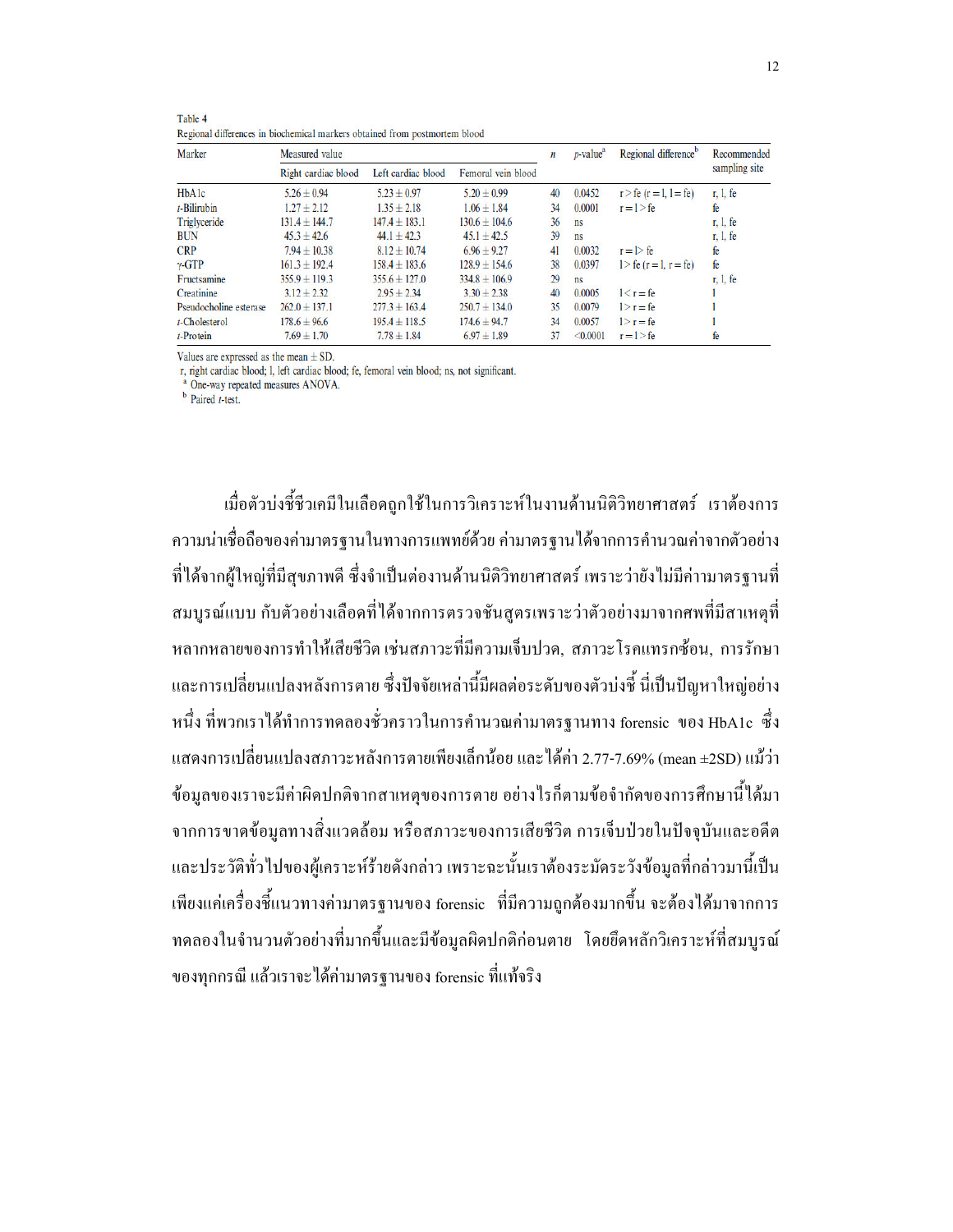Table 4
Regional differences in biochemical markers obtained from postmortem blood

| Marker | Measured value | | | $n$ | $p$-value[a] | Regional difference[b] | Recommended sampling site |
|---|---|---|---|---|---|---|---|
| | Right cardiac blood | Left cardiac blood | Femoral vein blood | | | | |
| HbA1c | 5.26 ± 0.94 | 5.23 ± 0.97 | 5.20 ± 0.99 | 40 | 0.0452 | r > fe (r = l, l = fe) | r, l, fe |
| $t$-Bilirubin | 1.27 ± 2.12 | 1.35 ± 2.18 | 1.06 ± 1.84 | 34 | 0.0001 | r = l > fe | fe |
| Triglyceride | 131.4 ± 144.7 | 147.4 ± 183.1 | 130.6 ± 104.6 | 36 | ns | | r, l, fe |
| BUN | 45.3 ± 42.6 | 44.1 ± 42.3 | 45.1 ± 42.5 | 39 | ns | | r, l, fe |
| CRP | 7.94 ± 10.38 | 8.12 ± 10.74 | 6.96 ± 9.27 | 41 | 0.0032 | r = l> fe | fe |
| γ-GTP | 161.3 ± 192.4 | 158.4 ± 183.6 | 128.9 ± 154.6 | 38 | 0.0397 | l > fe (r = l, r = fe) | fe |
| Fructsamine | 355.9 ± 119.3 | 355.6 ± 127.0 | 334.8 ± 106.9 | 29 | ns | | r, l, fe |
| Creatinine | 3.12 ± 2.32 | 2.95 ± 2.34 | 3.30 ± 2.38 | 40 | 0.0005 | l < r = fe | l |
| Pseudocholine esterase | 262.0 ± 137.1 | 277.3 ± 163.4 | 250.7 ± 134.0 | 35 | 0.0079 | l > r = fe | l |
| $t$-Cholesterol | 178.6 ± 96.6 | 195.4 ± 118.5 | 174.6 ± 94.7 | 34 | 0.0057 | l > r = fe | l |
| $t$-Protein | 7.69 ± 1.70 | 7.78 ± 1.84 | 6.97 ± 1.89 | 37 | <0.0001 | r = l > fe | fe |

Values are expressed as the mean ± SD.
r, right cardiac blood; l, left cardiac blood; fe, femoral vein blood; ns, not significant.
[a] One-way repeated measures ANOVA.
[b] Paired $t$-test.

เมื่อตัวบ่งชี้ชีวเคมีในเลือดถูกใช้ในการวิเคราะห์ในงานด้านนิติวิทยาศาสตร์ เราต้องการความน่าเชื่อถือของค่ามาตรฐานในทางการแพทย์ด้วย ค่ามาตรฐานได้จากการคำนวณค่าจากตัวอย่างที่ได้จากผู้ใหญ่ที่มีสุขภาพดี ซึ่งจำเป็นต่องานด้านนิติวิทยาศาสตร์ เพราะว่ายังไม่มีค่ามาตรฐานที่สมบูรณ์แบบ กับตัวอย่างเลือดที่ได้จากการตรวจชันสูตรเพราะว่าตัวอย่างมาจากศพที่มีสาเหตุที่หลากหลายของการทำให้เสียชีวิต เช่นสภาวะที่มีความเจ็บปวด, สภาวะโรคแทรกซ้อน, การรักษา และการเปลี่ยนแปลงหลังการตาย ซึ่งปัจจัยเหล่านี้มีผลต่อระดับของตัวบ่งชี้ นี่เป็นปัญหาใหญ่อย่างหนึ่ง ที่พวกเราได้ทำการทดลองชั่วคราวในการคำนวณค่ามาตรฐานทาง forensic ของ HbA1c ซึ่งแสดงการเปลี่ยนแปลงสภาวะหลังการตายเพียงเล็กน้อย และได้ค่า 2.77-7.69% (mean ±2SD) แม้ว่าข้อมูลของเราจะมีค่าผิดปกติจากสาเหตุของการตาย อย่างไรก็ตามข้อจำกัดของการศึกษานี้ได้มาจากการขาดข้อมูลทางสิ่งแวดล้อม หรือสภาวะของการเสียชีวิต การเจ็บป่วยในปัจจุบันและอดีต และประวัติทั่วไปของผู้เคราะห์ร้ายดังกล่าว เพราะฉะนั้นเราต้องระมัดระวังข้อมูลที่กล่าวมานี้เป็นเพียงแค่เครื่องชี้แนวทางค่ามาตรฐานของ forensic ที่มีความถูกต้องมากขึ้น จะต้องได้มาจากการทดลองในจำนวนตัวอย่างที่มากขึ้นและมีข้อมูลผิดปกติก่อนตาย โดยยึดหลักวิเคราะห์ที่สมบูรณ์ของทุกกรณี แล้วเราจะได้ค่ามาตรฐานของ forensic ที่แท้จริง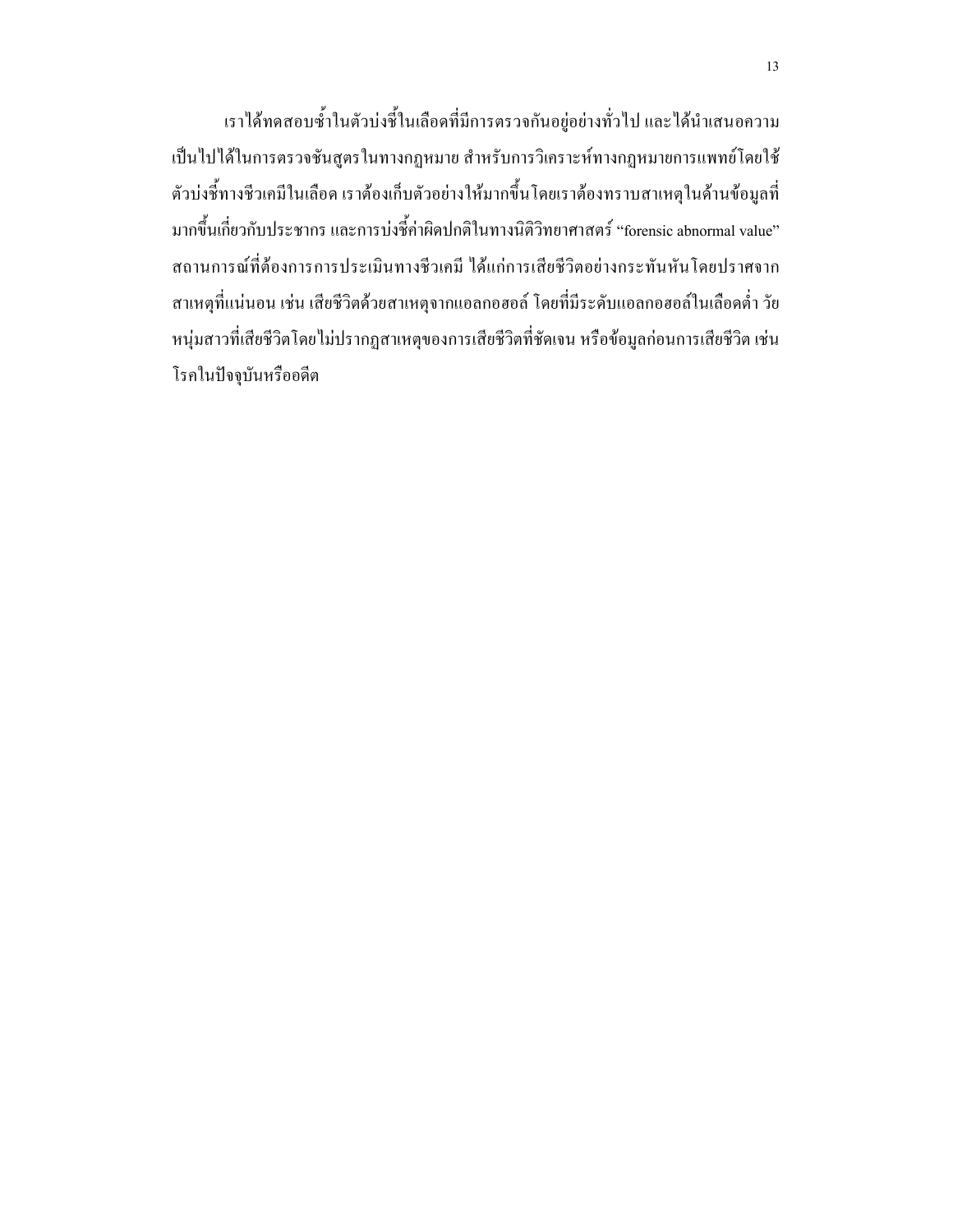เราได้ทดสอบซ้ำในตัวบ่งชี้ในเลือดที่มีการตรวจกันอยู่อย่างทั่วไป และได้นำเสนอความเป็นไปได้ในการตรวจชันสูตรในทางกฎหมาย สำหรับการวิเคราะห์ทางกฎหมายการแพทย์โดยใช้ตัวบ่งชี้ทางชีวเคมีในเลือด เราต้องเก็บตัวอย่างให้มากขึ้นโดยเราต้องทราบสาเหตุในด้านข้อมูลที่มากขึ้นเกี่ยวกับประชากร และการบ่งชี้ค่าผิดปกติในทางนิติวิทยาศาสตร์ "forensic abnormal value" สถานการณ์ที่ต้องการการประเมินทางชีวเคมี ได้แก่การเสียชีวิตอย่างกระทันหันโดยปราศจากสาเหตุที่แน่นอน เช่น เสียชีวิตด้วยสาเหตุจากแอลกอฮอล์ โดยที่มีระดับแอลกอฮอล์ในเลือดต่ำ วัยหนุ่มสาวที่เสียชีวิตโดยไม่ปรากฏสาเหตุของการเสียชีวิตที่ชัดเจน หรือข้อมูลก่อนการเสียชีวิต เช่น โรคในปัจจุบันหรืออดีต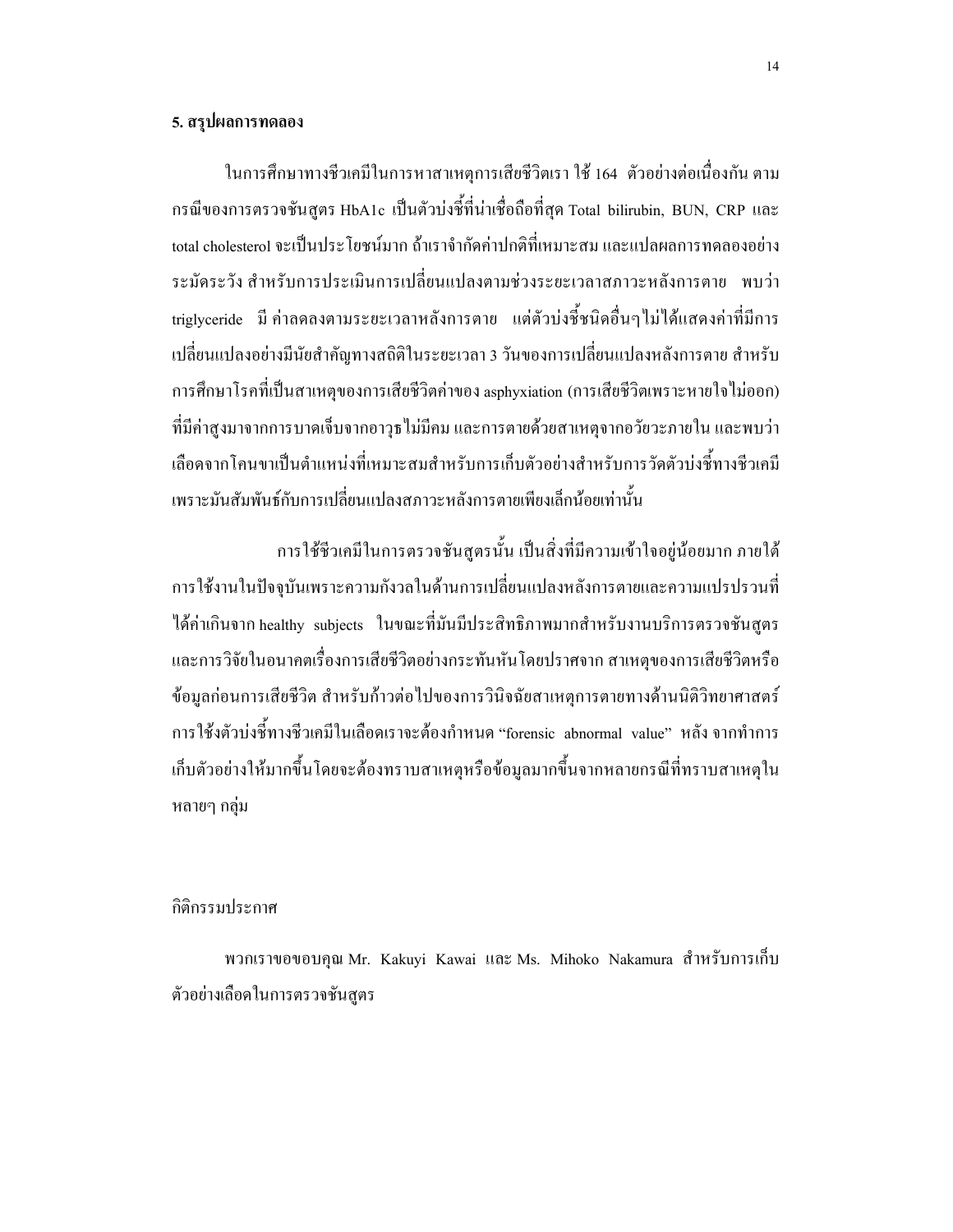## 5. สรุปผลการทดลอง

ในการศึกษาทางชีวเคมีในการหาสาเหตุการเสียชีวิตเรา ใช้ 164 ตัวอย่างต่อเนื่องกัน ตามกรณีของการตรวจชันสูตร HbA1c เป็นตัวบ่งชี้ที่น่าเชื่อถือที่สุด Total bilirubin, BUN, CRP และ total cholesterol จะเป็นประโยชน์มาก ถ้าเราจำกัดค่าปกติที่เหมาะสม และแปลผลการทดลองอย่างระมัดระวัง สำหรับการประเมินการเปลี่ยนแปลงตามช่วงระยะเวลาสภาวะหลังการตาย พบว่า triglyceride มี ค่าลดลงตามระยะเวลาหลังการตาย แต่ตัวบ่งชี้ชนิดอื่นๆไม่ได้แสดงค่าที่มีการเปลี่ยนแปลงอย่างมีนัยสำคัญทางสถิติในระยะเวลา 3 วันของการเปลี่ยนแปลงหลังการตาย สำหรับการศึกษาโรคที่เป็นสาเหตุของการเสียชีวิตค่าของ asphyxiation (การเสียชีวิตเพราะหายใจไม่ออก) ที่มีค่าสูงมาจากการบาดเจ็บจากอาวุธไม่มีคม และการตายด้วยสาเหตุจากอวัยวะภายใน และพบว่าเลือดจากโคนขาเป็นตำแหน่งที่เหมาะสมสำหรับการเก็บตัวอย่างสำหรับการวัดตัวบ่งชี้ทางชีวเคมี เพราะมันสัมพันธ์กับการเปลี่ยนแปลงสภาวะหลังการตายเพียงเล็กน้อยเท่านั้น

การใช้ชีวเคมีในการตรวจชันสูตรนั้น เป็นสิ่งที่มีความเข้าใจอยู่น้อยมาก ภายใต้การใช้งานในปัจจุบันเพราะความกังวลในด้านการเปลี่ยนแปลงหลังการตายและความแปรปรวนที่ได้ค่าเกินจาก healthy subjects ในขณะที่มันมีประสิทธิภาพมากสำหรับงานบริการตรวจชันสูตรและการวิจัยในอนาคตเรื่องการเสียชีวิตอย่างกระทันหันโดยปราศจาก สาเหตุของการเสียชีวิตหรือข้อมูลก่อนการเสียชีวิต สำหรับก้าวต่อไปของการวินิจฉัยสาเหตุการตายทางด้านนิติวิทยาศาสตร์ การใช้ตัวบ่งชี้ทางชีวเคมีในเลือดเราจะต้องกำหนด "forensic abnormal value" หลัง จากทำการเก็บตัวอย่างให้มากขึ้นโดยจะต้องทราบสาเหตุหรือข้อมูลมากขึ้นจากหลายกรณีที่ทราบสาเหตุในหลายๆ กลุ่ม

กิตติกรรมประกาศ

พวกเราขอขอบคุณ Mr. Kakuyi Kawai และ Ms. Mihoko Nakamura สำหรับการเก็บตัวอย่างเลือดในการตรวจชันสูตร